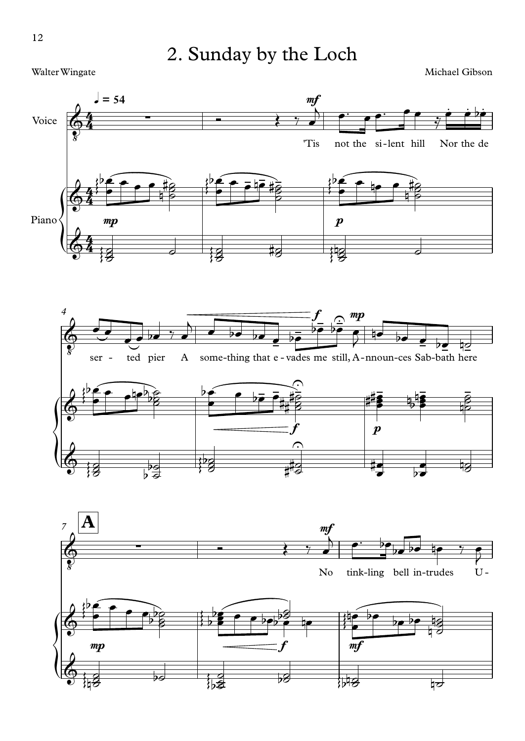# 2. Sunday by the Loch

Walter Wingate

Michael Gibson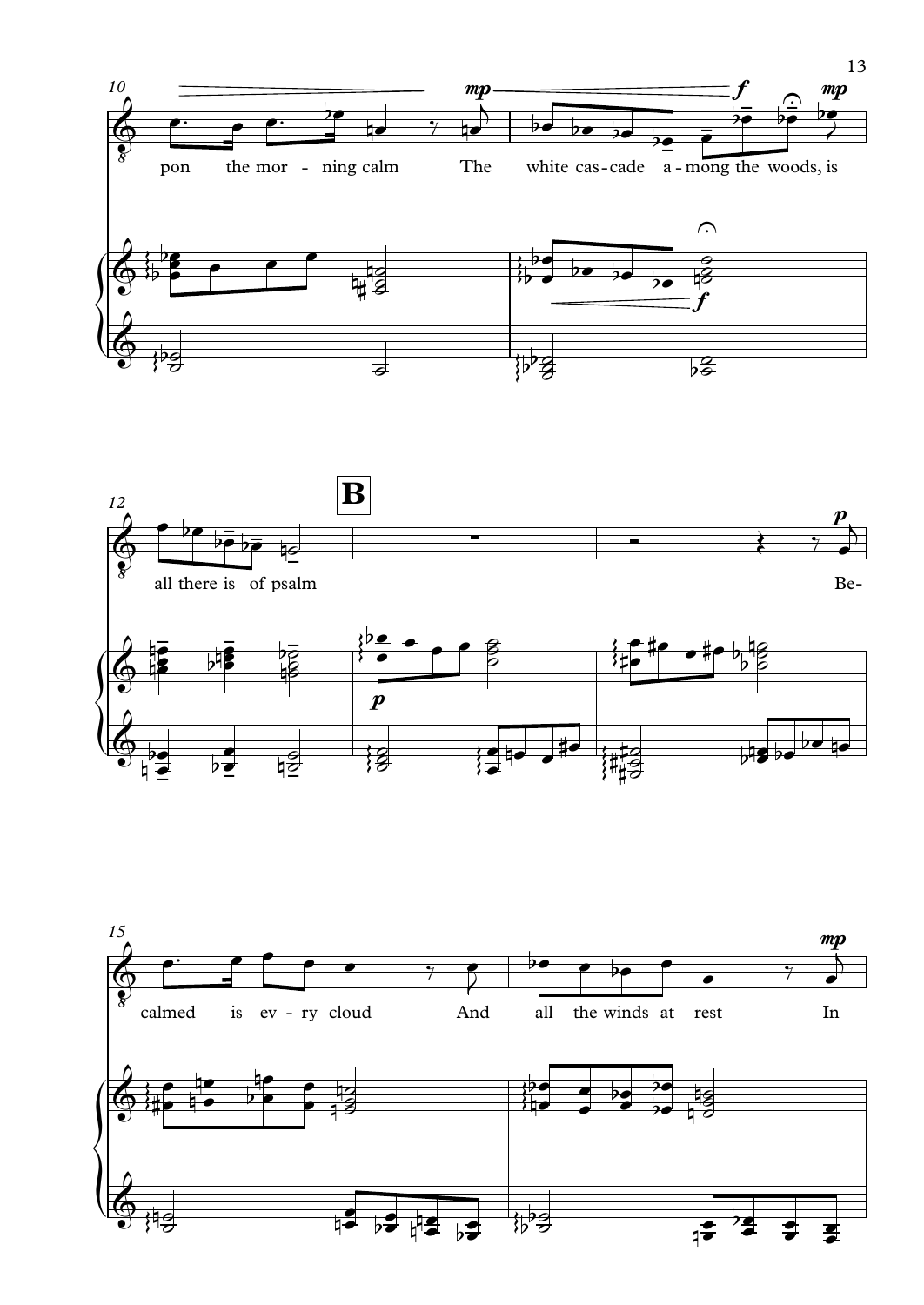10

pon the mor - ning calm The white cas - cade a - mong the woods, is

12

**B**

all there is of psalm Be-

15

calmed is ev - ry cloud And all the winds at rest In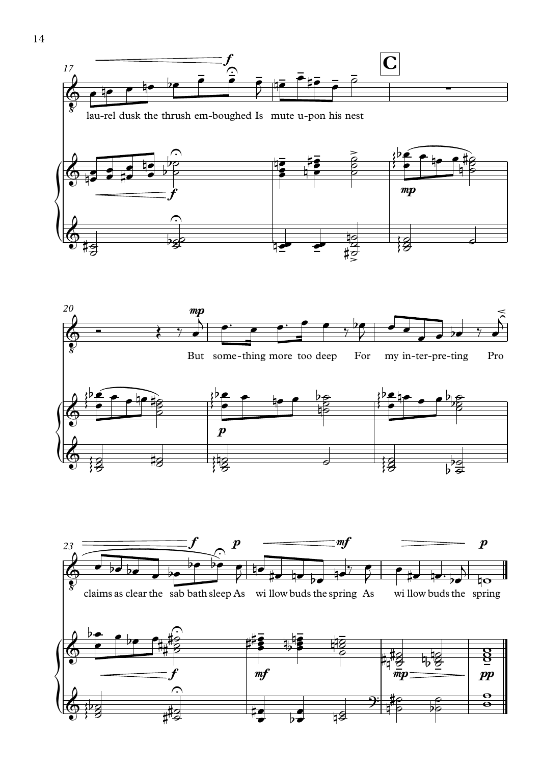lau-rel dusk the thrush em-boughed Is mute u-pon his nest

But some-thing more too deep For my in-ter-pre-ting Pro

claims as clear the sab bath sleep As wi llow buds the spring As wi llow buds the spring